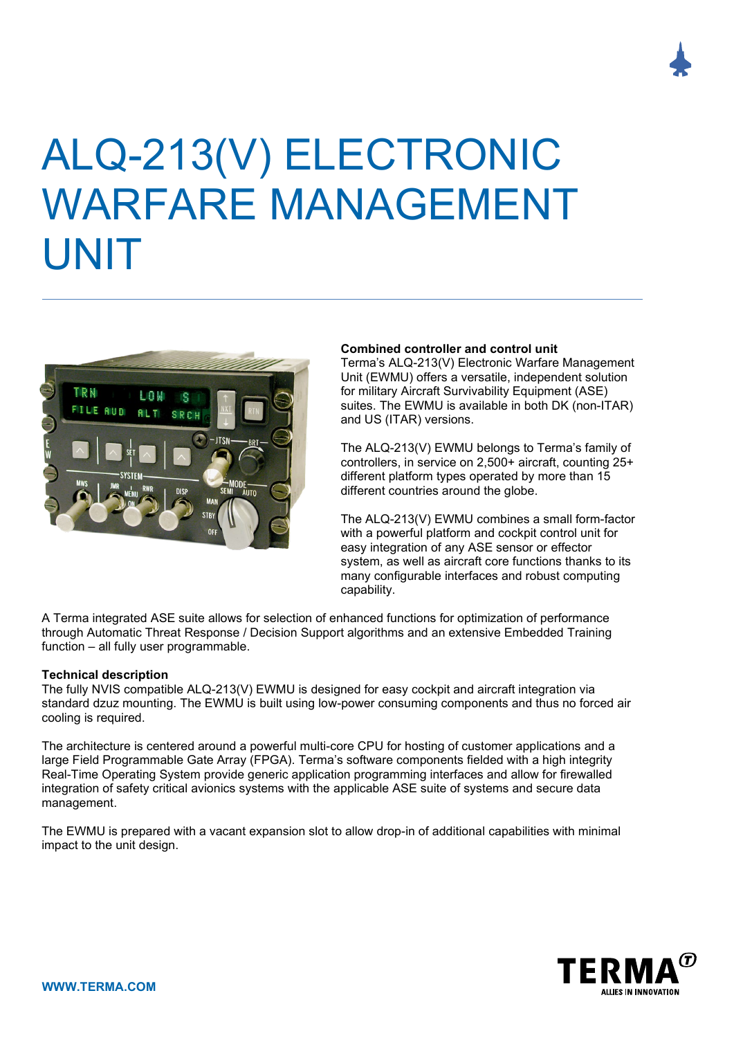# ALQ-213(V) ELECTRONIC WARFARE MANAGEMENT UNIT

**Combined controller and control unit**
Terma's ALQ-213(V) Electronic Warfare Management Unit (EWMU) offers a versatile, independent solution for military Aircraft Survivability Equipment (ASE) suites. The EWMU is available in both DK (non-ITAR) and US (ITAR) versions.

The ALQ-213(V) EWMU belongs to Terma's family of controllers, in service on 2,500+ aircraft, counting 25+ different platform types operated by more than 15 different countries around the globe.

The ALQ-213(V) EWMU combines a small form-factor with a powerful platform and cockpit control unit for easy integration of any ASE sensor or effector system, as well as aircraft core functions thanks to its many configurable interfaces and robust computing capability.

A Terma integrated ASE suite allows for selection of enhanced functions for optimization of performance through Automatic Threat Response / Decision Support algorithms and an extensive Embedded Training function – all fully user programmable.

**Technical description**
The fully NVIS compatible ALQ-213(V) EWMU is designed for easy cockpit and aircraft integration via standard dzuz mounting. The EWMU is built using low-power consuming components and thus no forced air cooling is required.

The architecture is centered around a powerful multi-core CPU for hosting of customer applications and a large Field Programmable Gate Array (FPGA). Terma's software components fielded with a high integrity Real-Time Operating System provide generic application programming interfaces and allow for firewalled integration of safety critical avionics systems with the applicable ASE suite of systems and secure data management.

The EWMU is prepared with a vacant expansion slot to allow drop-in of additional capabilities with minimal impact to the unit design.

WWW.TERMA.COM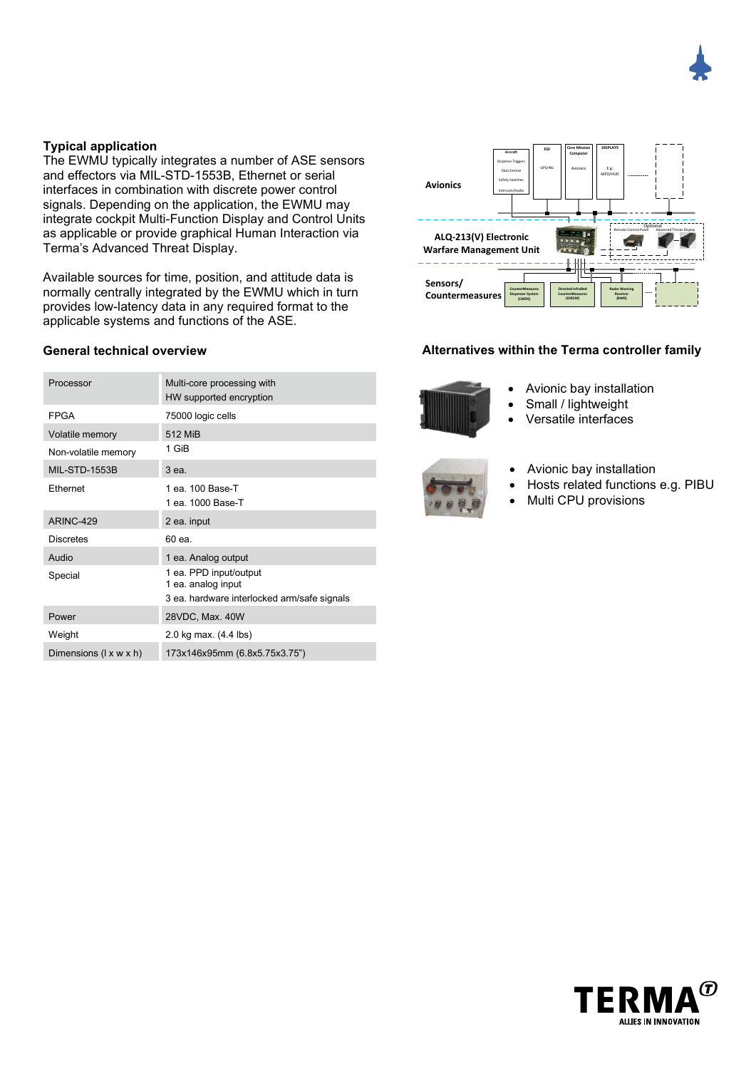### Typical application

The EWMU typically integrates a number of ASE sensors and effectors via MIL-STD-1553B, Ethernet or serial interfaces in combination with discrete power control signals. Depending on the application, the EWMU may integrate cockpit Multi-Function Display and Control Units as applicable or provide graphical Human Interaction via Terma's Advanced Threat Display.

Available sources for time, position, and attitude data is normally centrally integrated by the EWMU which in turn provides low-latency data in any required format to the applicable systems and functions of the ASE.

Avionics

Aircraft
Dispense Triggers
Data Zeroize
Safety Switches
Intercom/Audio

EGI
GPS/INS

Core Mission Computer
Avionics

DISPLAYS
E.g. MFD/HUD

ALQ-213(V) Electronic Warfare Management Unit

Optional
Remote Control Panel
Advanced Threat Display

Sensors/ Countermeasures

CounterMeasures Dispenser System (CMDS)

Directed InfraRed CounterMeasures (DIRCM)

Radar Warning Receiver (RWR)

### General technical overview

| | |
|---|---|
| Processor | Multi-core processing with HW supported encryption |
| FPGA | 75000 logic cells |
| Volatile memory | 512 MiB |
| Non-volatile memory | 1 GiB |
| MIL-STD-1553B | 3 ea. |
| Ethernet | 1 ea. 100 Base-T<br>1 ea. 1000 Base-T |
| ARINC-429 | 2 ea. input |
| Discretes | 60 ea. |
| Audio | 1 ea. Analog output |
| Special | 1 ea. PPD input/output<br>1 ea. analog input<br>3 ea. hardware interlocked arm/safe signals |
| Power | 28VDC, Max. 40W |
| Weight | 2.0 kg max. (4.4 lbs) |
| Dimensions (l x w x h) | 173x146x95mm (6.8x5.75x3.75") |

### Alternatives within the Terma controller family

- Avionic bay installation
- Small / lightweight
- Versatile interfaces

- Avionic bay installation
- Hosts related functions e.g. PIBU
- Multi CPU provisions